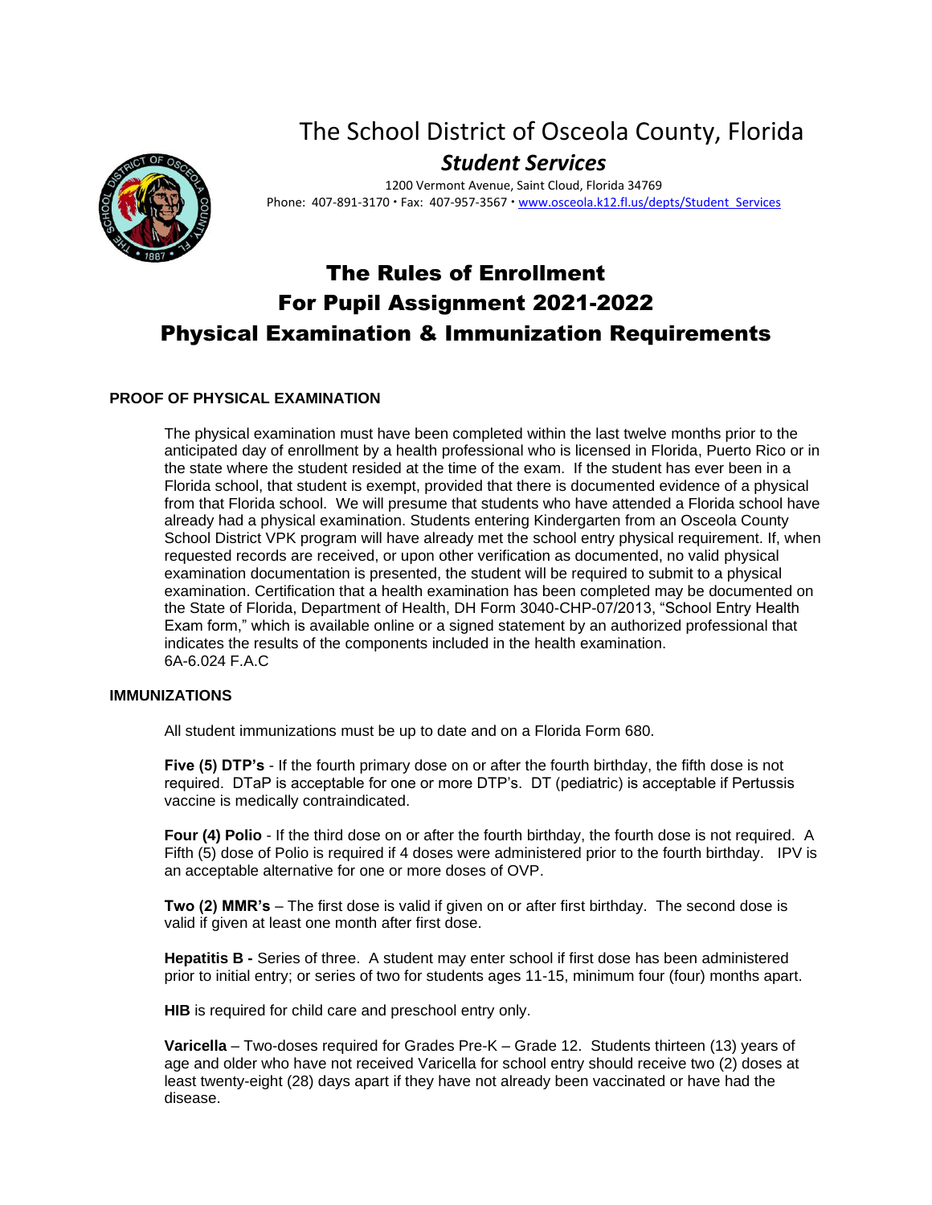# The School District of Osceola County, Florida

## *Student Services*

1200 Vermont Avenue, Saint Cloud, Florida 34769
Phone: 407-891-3170 • Fax: 407-957-3567 • www.osceola.k12.fl.us/depts/Student_Services

# The Rules of Enrollment For Pupil Assignment 2021-2022 Physical Examination & Immunization Requirements

### PROOF OF PHYSICAL EXAMINATION

The physical examination must have been completed within the last twelve months prior to the anticipated day of enrollment by a health professional who is licensed in Florida, Puerto Rico or in the state where the student resided at the time of the exam. If the student has ever been in a Florida school, that student is exempt, provided that there is documented evidence of a physical from that Florida school. We will presume that students who have attended a Florida school have already had a physical examination. Students entering Kindergarten from an Osceola County School District VPK program will have already met the school entry physical requirement. If, when requested records are received, or upon other verification as documented, no valid physical examination documentation is presented, the student will be required to submit to a physical examination. Certification that a health examination has been completed may be documented on the State of Florida, Department of Health, DH Form 3040-CHP-07/2013, "School Entry Health Exam form," which is available online or a signed statement by an authorized professional that indicates the results of the components included in the health examination.
6A-6.024 F.A.C

### IMMUNIZATIONS

All student immunizations must be up to date and on a Florida Form 680.

**Five (5) DTP's** - If the fourth primary dose on or after the fourth birthday, the fifth dose is not required. DTaP is acceptable for one or more DTP's. DT (pediatric) is acceptable if Pertussis vaccine is medically contraindicated.

**Four (4) Polio** - If the third dose on or after the fourth birthday, the fourth dose is not required. A Fifth (5) dose of Polio is required if 4 doses were administered prior to the fourth birthday. IPV is an acceptable alternative for one or more doses of OVP.

**Two (2) MMR's** – The first dose is valid if given on or after first birthday. The second dose is valid if given at least one month after first dose.

**Hepatitis B -** Series of three. A student may enter school if first dose has been administered prior to initial entry; or series of two for students ages 11-15, minimum four (four) months apart.

**HIB** is required for child care and preschool entry only.

**Varicella** – Two-doses required for Grades Pre-K – Grade 12. Students thirteen (13) years of age and older who have not received Varicella for school entry should receive two (2) doses at least twenty-eight (28) days apart if they have not already been vaccinated or have had the disease.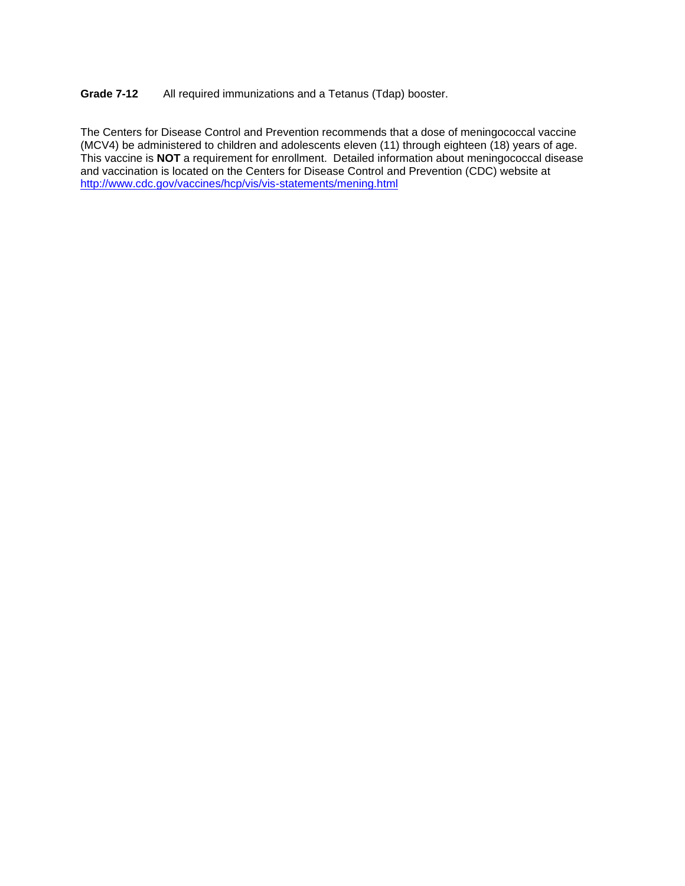**Grade 7-12** All required immunizations and a Tetanus (Tdap) booster.

The Centers for Disease Control and Prevention recommends that a dose of meningococcal vaccine (MCV4) be administered to children and adolescents eleven (11) through eighteen (18) years of age. This vaccine is **NOT** a requirement for enrollment. Detailed information about meningococcal disease and vaccination is located on the Centers for Disease Control and Prevention (CDC) website at http://www.cdc.gov/vaccines/hcp/vis/vis-statements/mening.html